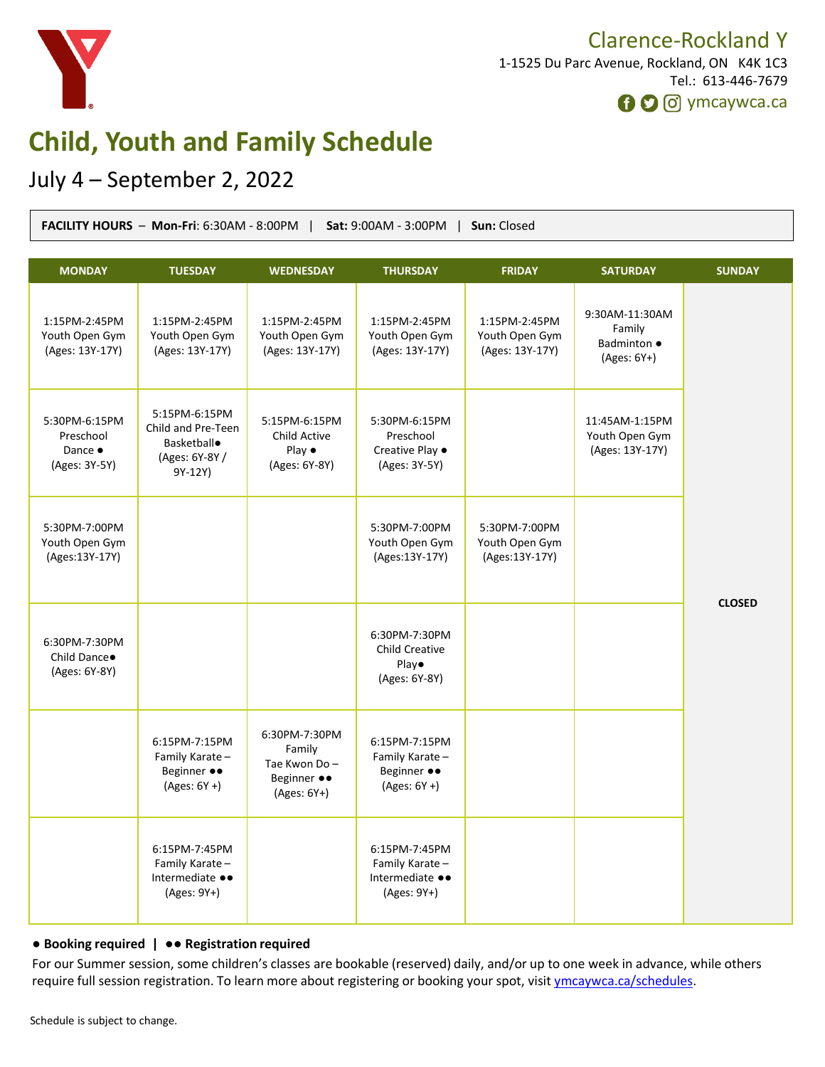Clarence-Rockland Y

1-1525 Du Parc Avenue, Rockland, ON K4K 1C3

Tel.: 613-446-7679

ymcaywca.ca

# Child, Youth and Family Schedule

## July 4 – September 2, 2022

**FACILITY HOURS** – **Mon-Fri**: 6:30AM - 8:00PM | **Sat:** 9:00AM - 3:00PM | **Sun:** Closed

| MONDAY | TUESDAY | WEDNESDAY | THURSDAY | FRIDAY | SATURDAY | SUNDAY |
|---|---|---|---|---|---|---|
| 1:15PM-2:45PM Youth Open Gym (Ages: 13Y-17Y) | 1:15PM-2:45PM Youth Open Gym (Ages: 13Y-17Y) | 1:15PM-2:45PM Youth Open Gym (Ages: 13Y-17Y) | 1:15PM-2:45PM Youth Open Gym (Ages: 13Y-17Y) | 1:15PM-2:45PM Youth Open Gym (Ages: 13Y-17Y) | 9:30AM-11:30AM Family Badminton ● (Ages: 6Y+) | CLOSED |
| 5:30PM-6:15PM Preschool Dance ● (Ages: 3Y-5Y) | 5:15PM-6:15PM Child and Pre-Teen Basketball● (Ages: 6Y-8Y / 9Y-12Y) | 5:15PM-6:15PM Child Active Play ● (Ages: 6Y-8Y) | 5:30PM-6:15PM Preschool Creative Play ● (Ages: 3Y-5Y) | | 11:45AM-1:15PM Youth Open Gym (Ages: 13Y-17Y) | |
| 5:30PM-7:00PM Youth Open Gym (Ages:13Y-17Y) | | | 5:30PM-7:00PM Youth Open Gym (Ages:13Y-17Y) | 5:30PM-7:00PM Youth Open Gym (Ages:13Y-17Y) | | |
| 6:30PM-7:30PM Child Dance● (Ages: 6Y-8Y) | | | 6:30PM-7:30PM Child Creative Play● (Ages: 6Y-8Y) | | | |
| | 6:15PM-7:15PM Family Karate – Beginner ●● (Ages: 6Y +) | 6:30PM-7:30PM Family Tae Kwon Do – Beginner ●● (Ages: 6Y+) | 6:15PM-7:15PM Family Karate – Beginner ●● (Ages: 6Y +) | | | |
| | 6:15PM-7:45PM Family Karate – Intermediate ●● (Ages: 9Y+) | | 6:15PM-7:45PM Family Karate – Intermediate ●● (Ages: 9Y+) | | | |

**● Booking required | ●● Registration required**

For our Summer session, some children's classes are bookable (reserved) daily, and/or up to one week in advance, while others require full session registration. To learn more about registering or booking your spot, visit ymcaywca.ca/schedules.

Schedule is subject to change.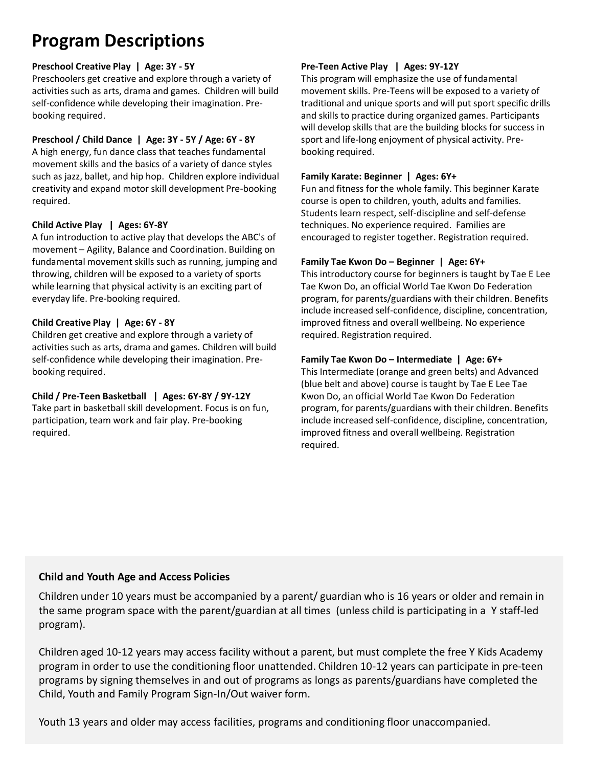# Program Descriptions

**Preschool Creative Play | Age: 3Y - 5Y**
Preschoolers get creative and explore through a variety of activities such as arts, drama and games. Children will build self-confidence while developing their imagination. Pre-booking required.

**Preschool / Child Dance | Age: 3Y - 5Y / Age: 6Y - 8Y**
A high energy, fun dance class that teaches fundamental movement skills and the basics of a variety of dance styles such as jazz, ballet, and hip hop. Children explore individual creativity and expand motor skill development Pre-booking required.

**Child Active Play | Ages: 6Y-8Y**
A fun introduction to active play that develops the ABC's of movement – Agility, Balance and Coordination. Building on fundamental movement skills such as running, jumping and throwing, children will be exposed to a variety of sports while learning that physical activity is an exciting part of everyday life. Pre-booking required.

**Child Creative Play | Age: 6Y - 8Y**
Children get creative and explore through a variety of activities such as arts, drama and games. Children will build self-confidence while developing their imagination. Pre-booking required.

**Child / Pre-Teen Basketball | Ages: 6Y-8Y / 9Y-12Y**
Take part in basketball skill development. Focus is on fun, participation, team work and fair play. Pre-booking required.

**Pre-Teen Active Play | Ages: 9Y-12Y**
This program will emphasize the use of fundamental movement skills. Pre-Teens will be exposed to a variety of traditional and unique sports and will put sport specific drills and skills to practice during organized games. Participants will develop skills that are the building blocks for success in sport and life-long enjoyment of physical activity. Pre-booking required.

**Family Karate: Beginner | Ages: 6Y+**
Fun and fitness for the whole family. This beginner Karate course is open to children, youth, adults and families. Students learn respect, self-discipline and self-defense techniques. No experience required. Families are encouraged to register together. Registration required.

**Family Tae Kwon Do – Beginner | Age: 6Y+**
This introductory course for beginners is taught by Tae E Lee Tae Kwon Do, an official World Tae Kwon Do Federation program, for parents/guardians with their children. Benefits include increased self-confidence, discipline, concentration, improved fitness and overall wellbeing. No experience required. Registration required.

**Family Tae Kwon Do – Intermediate | Age: 6Y+**
This Intermediate (orange and green belts) and Advanced (blue belt and above) course is taught by Tae E Lee Tae Kwon Do, an official World Tae Kwon Do Federation program, for parents/guardians with their children. Benefits include increased self-confidence, discipline, concentration, improved fitness and overall wellbeing. Registration required.

**Child and Youth Age and Access Policies**

Children under 10 years must be accompanied by a parent/ guardian who is 16 years or older and remain in the same program space with the parent/guardian at all times (unless child is participating in a Y staff-led program).

Children aged 10-12 years may access facility without a parent, but must complete the free Y Kids Academy program in order to use the conditioning floor unattended. Children 10-12 years can participate in pre-teen programs by signing themselves in and out of programs as longs as parents/guardians have completed the Child, Youth and Family Program Sign-In/Out waiver form.

Youth 13 years and older may access facilities, programs and conditioning floor unaccompanied.